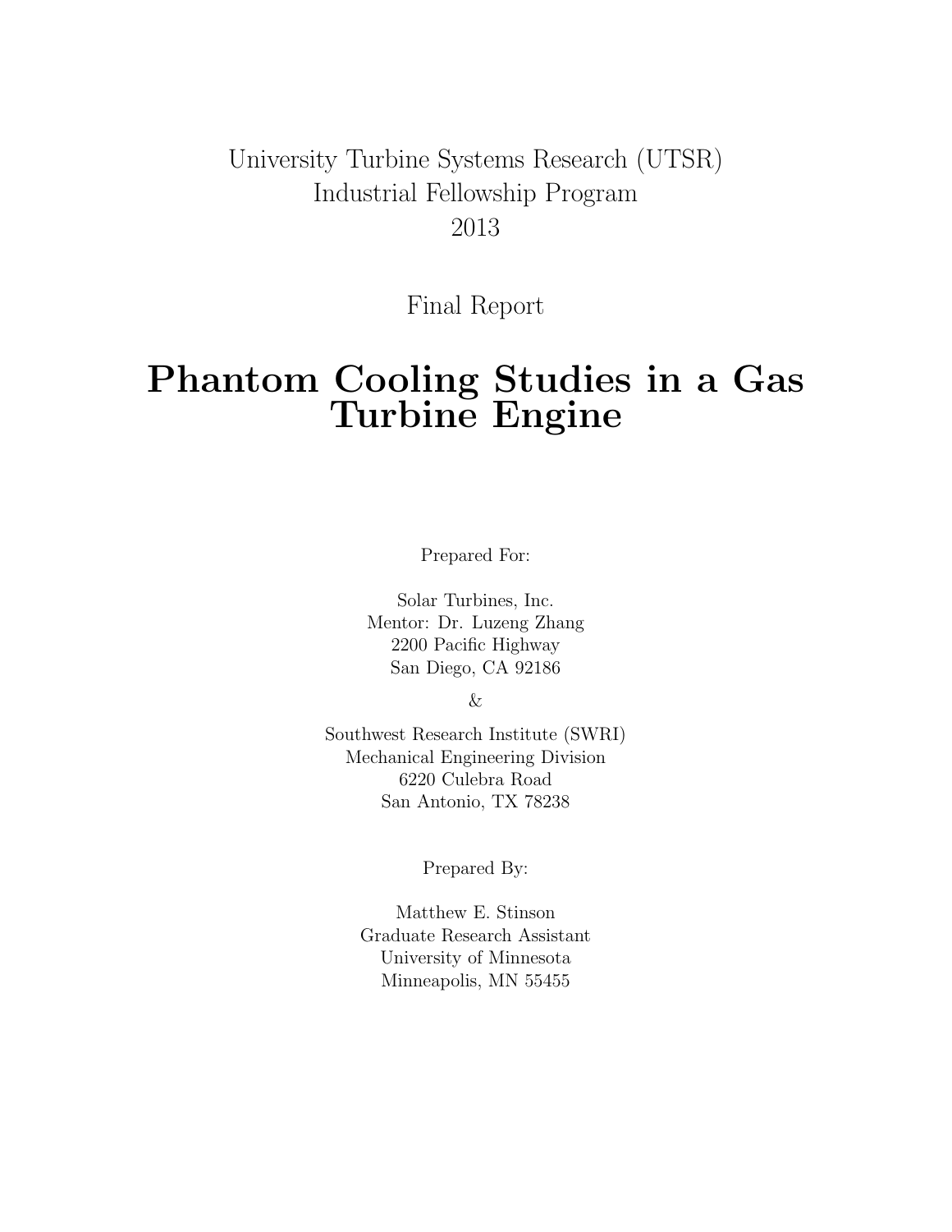University Turbine Systems Research (UTSR)
Industrial Fellowship Program
2013

Final Report

# Phantom Cooling Studies in a Gas Turbine Engine

Prepared For:

Solar Turbines, Inc.
Mentor: Dr. Luzeng Zhang
2200 Pacific Highway
San Diego, CA 92186

&

Southwest Research Institute (SWRI)
Mechanical Engineering Division
6220 Culebra Road
San Antonio, TX 78238

Prepared By:

Matthew E. Stinson
Graduate Research Assistant
University of Minnesota
Minneapolis, MN 55455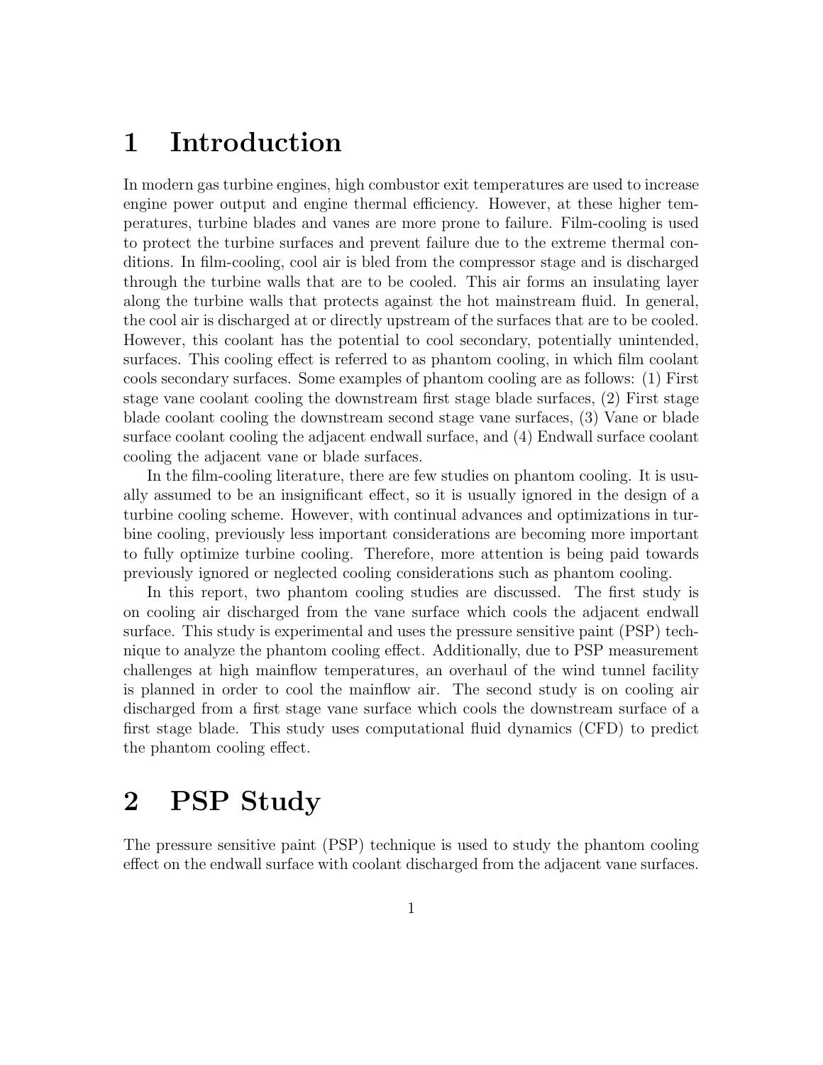# 1 Introduction

In modern gas turbine engines, high combustor exit temperatures are used to increase engine power output and engine thermal efficiency. However, at these higher temperatures, turbine blades and vanes are more prone to failure. Film-cooling is used to protect the turbine surfaces and prevent failure due to the extreme thermal conditions. In film-cooling, cool air is bled from the compressor stage and is discharged through the turbine walls that are to be cooled. This air forms an insulating layer along the turbine walls that protects against the hot mainstream fluid. In general, the cool air is discharged at or directly upstream of the surfaces that are to be cooled. However, this coolant has the potential to cool secondary, potentially unintended, surfaces. This cooling effect is referred to as phantom cooling, in which film coolant cools secondary surfaces. Some examples of phantom cooling are as follows: (1) First stage vane coolant cooling the downstream first stage blade surfaces, (2) First stage blade coolant cooling the downstream second stage vane surfaces, (3) Vane or blade surface coolant cooling the adjacent endwall surface, and (4) Endwall surface coolant cooling the adjacent vane or blade surfaces.

In the film-cooling literature, there are few studies on phantom cooling. It is usually assumed to be an insignificant effect, so it is usually ignored in the design of a turbine cooling scheme. However, with continual advances and optimizations in turbine cooling, previously less important considerations are becoming more important to fully optimize turbine cooling. Therefore, more attention is being paid towards previously ignored or neglected cooling considerations such as phantom cooling.

In this report, two phantom cooling studies are discussed. The first study is on cooling air discharged from the vane surface which cools the adjacent endwall surface. This study is experimental and uses the pressure sensitive paint (PSP) technique to analyze the phantom cooling effect. Additionally, due to PSP measurement challenges at high mainflow temperatures, an overhaul of the wind tunnel facility is planned in order to cool the mainflow air. The second study is on cooling air discharged from a first stage vane surface which cools the downstream surface of a first stage blade. This study uses computational fluid dynamics (CFD) to predict the phantom cooling effect.

# 2 PSP Study

The pressure sensitive paint (PSP) technique is used to study the phantom cooling effect on the endwall surface with coolant discharged from the adjacent vane surfaces.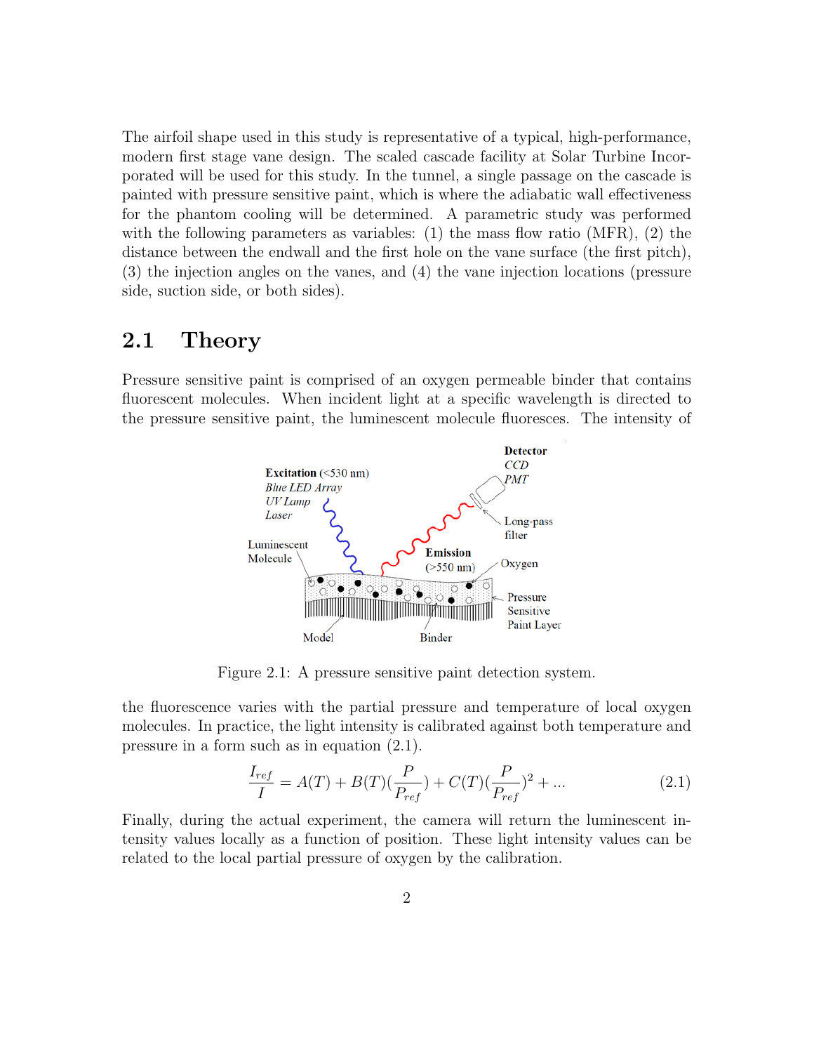The airfoil shape used in this study is representative of a typical, high-performance, modern first stage vane design. The scaled cascade facility at Solar Turbine Incorporated will be used for this study. In the tunnel, a single passage on the cascade is painted with pressure sensitive paint, which is where the adiabatic wall effectiveness for the phantom cooling will be determined. A parametric study was performed with the following parameters as variables: (1) the mass flow ratio (MFR), (2) the distance between the endwall and the first hole on the vane surface (the first pitch), (3) the injection angles on the vanes, and (4) the vane injection locations (pressure side, suction side, or both sides).

## 2.1 Theory

Pressure sensitive paint is comprised of an oxygen permeable binder that contains fluorescent molecules. When incident light at a specific wavelength is directed to the pressure sensitive paint, the luminescent molecule fluoresces. The intensity of the fluorescence varies with the partial pressure and temperature of local oxygen molecules. In practice, the light intensity is calibrated against both temperature and pressure in a form such as in equation (2.1).

Figure 2.1: A pressure sensitive paint detection system.

$$\frac{I_{ref}}{I} = A(T) + B(T)(\frac{P}{P_{ref}}) + C(T)(\frac{P}{P_{ref}})^2 + ... \tag{2.1}$$

Finally, during the actual experiment, the camera will return the luminescent intensity values locally as a function of position. These light intensity values can be related to the local partial pressure of oxygen by the calibration.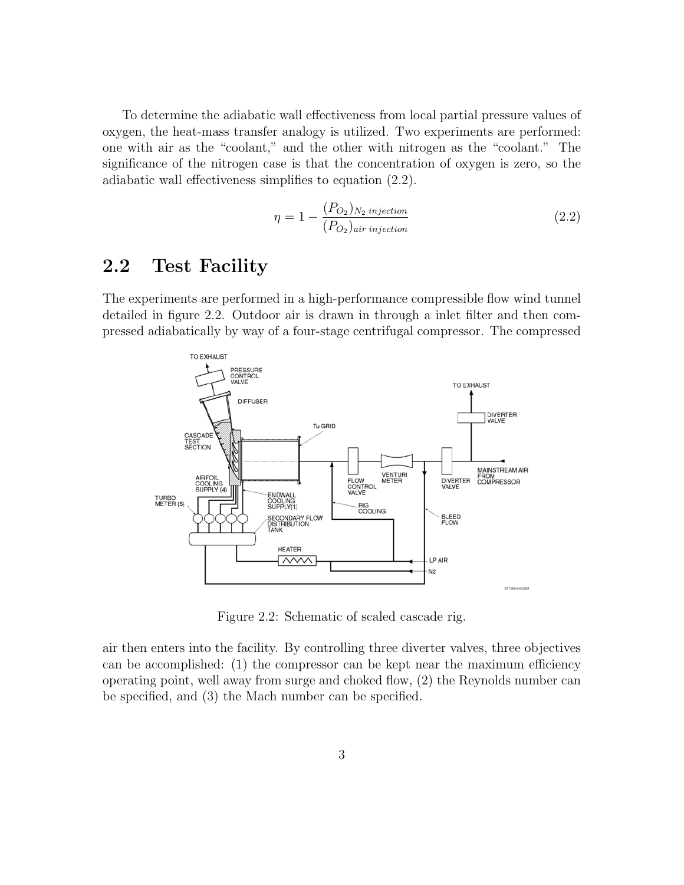To determine the adiabatic wall effectiveness from local partial pressure values of oxygen, the heat-mass transfer analogy is utilized. Two experiments are performed: one with air as the "coolant," and the other with nitrogen as the "coolant." The significance of the nitrogen case is that the concentration of oxygen is zero, so the adiabatic wall effectiveness simplifies to equation (2.2).

$$\eta = 1 - \frac{(P_{O_2})_{N_2\ injection}}{(P_{O_2})_{air\ injection}} \tag{2.2}$$

## 2.2 Test Facility

The experiments are performed in a high-performance compressible flow wind tunnel detailed in figure 2.2. Outdoor air is drawn in through a inlet filter and then compressed adiabatically by way of a four-stage centrifugal compressor. The compressed

Figure 2.2: Schematic of scaled cascade rig.

air then enters into the facility. By controlling three diverter valves, three objectives can be accomplished: (1) the compressor can be kept near the maximum efficiency operating point, well away from surge and choked flow, (2) the Reynolds number can be specified, and (3) the Mach number can be specified.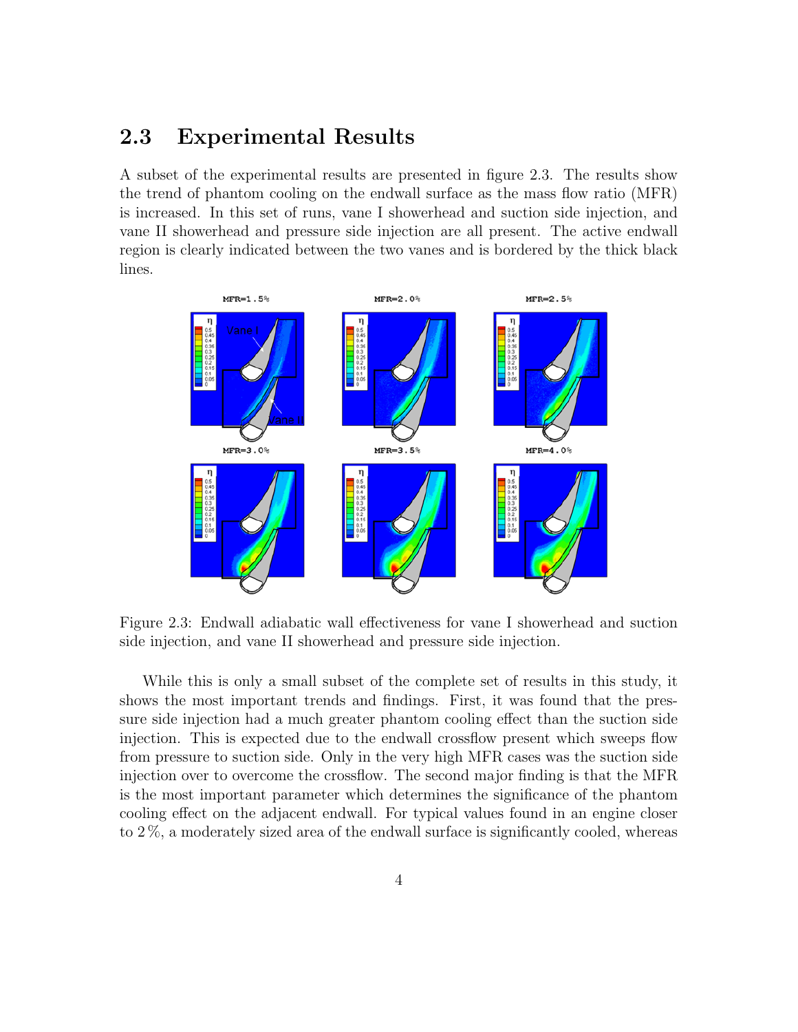## 2.3 Experimental Results

A subset of the experimental results are presented in figure 2.3. The results show the trend of phantom cooling on the endwall surface as the mass flow ratio (MFR) is increased. In this set of runs, vane I showerhead and suction side injection, and vane II showerhead and pressure side injection are all present. The active endwall region is clearly indicated between the two vanes and is bordered by the thick black lines.

Figure 2.3: Endwall adiabatic wall effectiveness for vane I showerhead and suction side injection, and vane II showerhead and pressure side injection.

While this is only a small subset of the complete set of results in this study, it shows the most important trends and findings. First, it was found that the pressure side injection had a much greater phantom cooling effect than the suction side injection. This is expected due to the endwall crossflow present which sweeps flow from pressure to suction side. Only in the very high MFR cases was the suction side injection over to overcome the crossflow. The second major finding is that the MFR is the most important parameter which determines the significance of the phantom cooling effect on the adjacent endwall. For typical values found in an engine closer to 2 %, a moderately sized area of the endwall surface is significantly cooled, whereas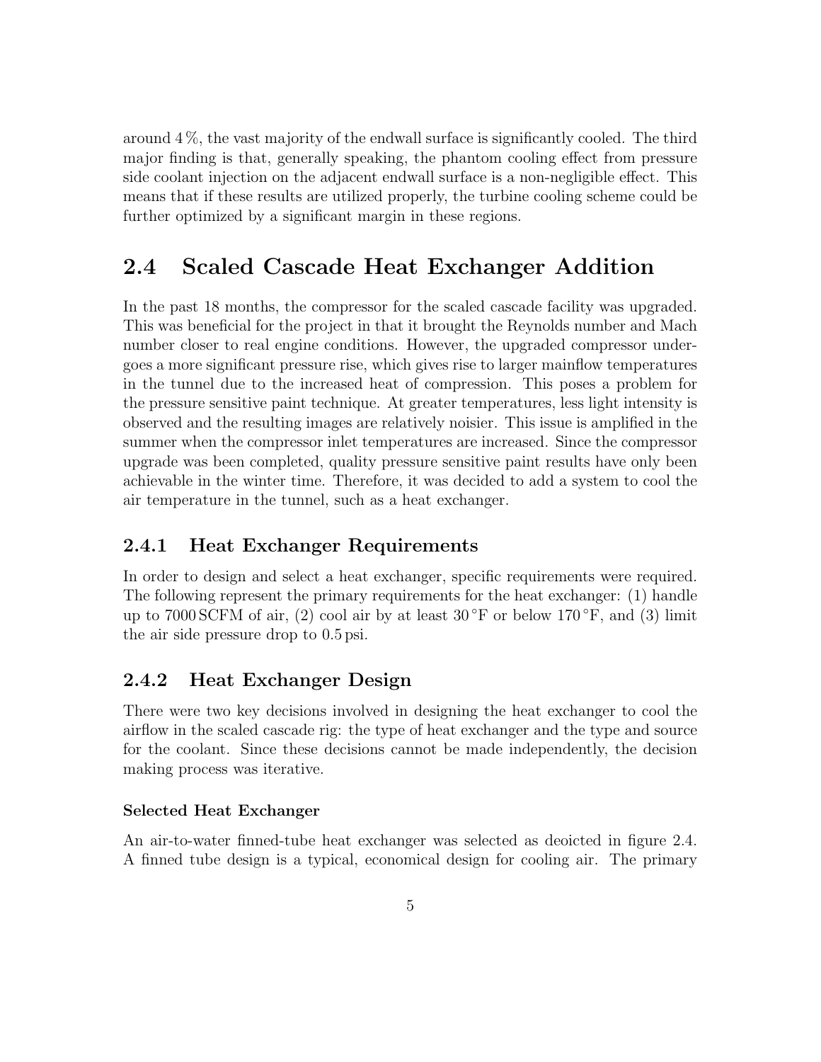around 4 %, the vast majority of the endwall surface is significantly cooled. The third major finding is that, generally speaking, the phantom cooling effect from pressure side coolant injection on the adjacent endwall surface is a non-negligible effect. This means that if these results are utilized properly, the turbine cooling scheme could be further optimized by a significant margin in these regions.

## 2.4 Scaled Cascade Heat Exchanger Addition

In the past 18 months, the compressor for the scaled cascade facility was upgraded. This was beneficial for the project in that it brought the Reynolds number and Mach number closer to real engine conditions. However, the upgraded compressor undergoes a more significant pressure rise, which gives rise to larger mainflow temperatures in the tunnel due to the increased heat of compression. This poses a problem for the pressure sensitive paint technique. At greater temperatures, less light intensity is observed and the resulting images are relatively noisier. This issue is amplified in the summer when the compressor inlet temperatures are increased. Since the compressor upgrade was been completed, quality pressure sensitive paint results have only been achievable in the winter time. Therefore, it was decided to add a system to cool the air temperature in the tunnel, such as a heat exchanger.

### 2.4.1 Heat Exchanger Requirements

In order to design and select a heat exchanger, specific requirements were required. The following represent the primary requirements for the heat exchanger: (1) handle up to 7000 SCFM of air, (2) cool air by at least 30 °F or below 170 °F, and (3) limit the air side pressure drop to 0.5 psi.

### 2.4.2 Heat Exchanger Design

There were two key decisions involved in designing the heat exchanger to cool the airflow in the scaled cascade rig: the type of heat exchanger and the type and source for the coolant. Since these decisions cannot be made independently, the decision making process was iterative.

#### Selected Heat Exchanger

An air-to-water finned-tube heat exchanger was selected as deoicted in figure 2.4. A finned tube design is a typical, economical design for cooling air. The primary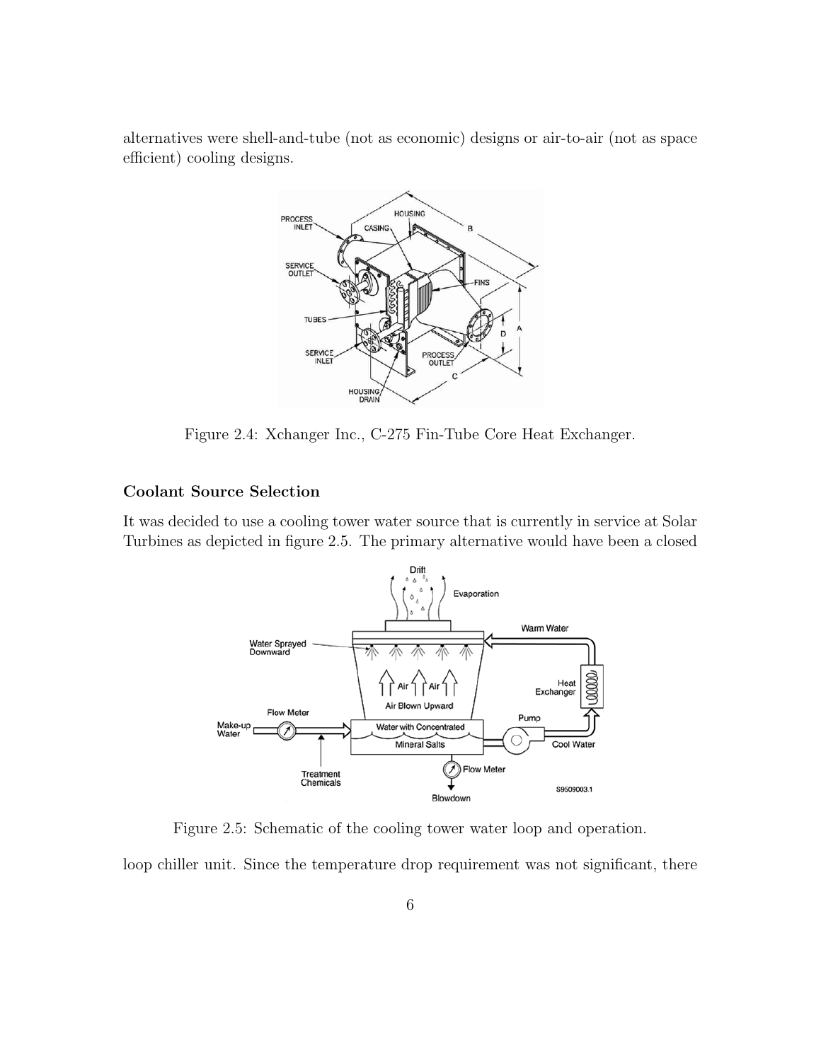alternatives were shell-and-tube (not as economic) designs or air-to-air (not as space efficient) cooling designs.

Figure 2.4: Xchanger Inc., C-275 Fin-Tube Core Heat Exchanger.

### Coolant Source Selection

It was decided to use a cooling tower water source that is currently in service at Solar Turbines as depicted in figure 2.5. The primary alternative would have been a closed

Figure 2.5: Schematic of the cooling tower water loop and operation.

loop chiller unit. Since the temperature drop requirement was not significant, there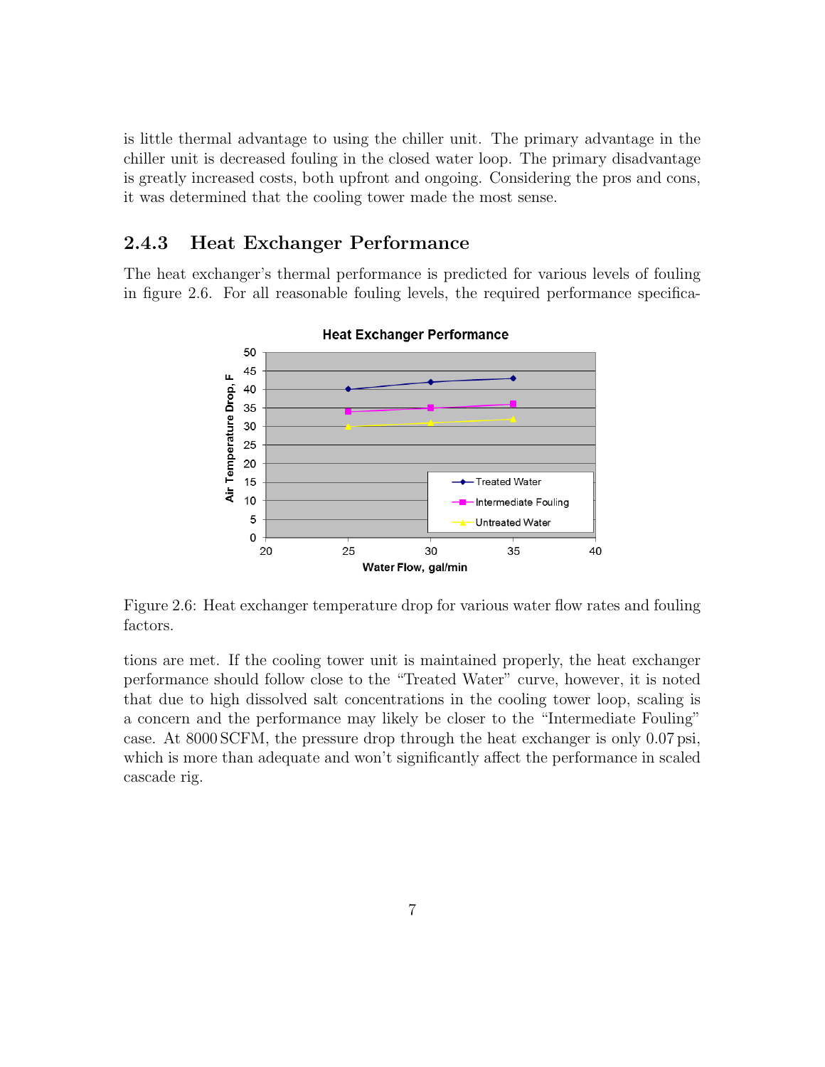is little thermal advantage to using the chiller unit. The primary advantage in the chiller unit is decreased fouling in the closed water loop. The primary disadvantage is greatly increased costs, both upfront and ongoing. Considering the pros and cons, it was determined that the cooling tower made the most sense.

### 2.4.3 Heat Exchanger Performance

The heat exchanger's thermal performance is predicted for various levels of fouling in figure 2.6. For all reasonable fouling levels, the required performance specifications are met. If the cooling tower unit is maintained properly, the heat exchanger performance should follow close to the "Treated Water" curve, however, it is noted that due to high dissolved salt concentrations in the cooling tower loop, scaling is a concern and the performance may likely be closer to the "Intermediate Fouling" case. At 8000 SCFM, the pressure drop through the heat exchanger is only 0.07 psi, which is more than adequate and won't significantly affect the performance in scaled cascade rig.

Figure 2.6: Heat exchanger temperature drop for various water flow rates and fouling factors.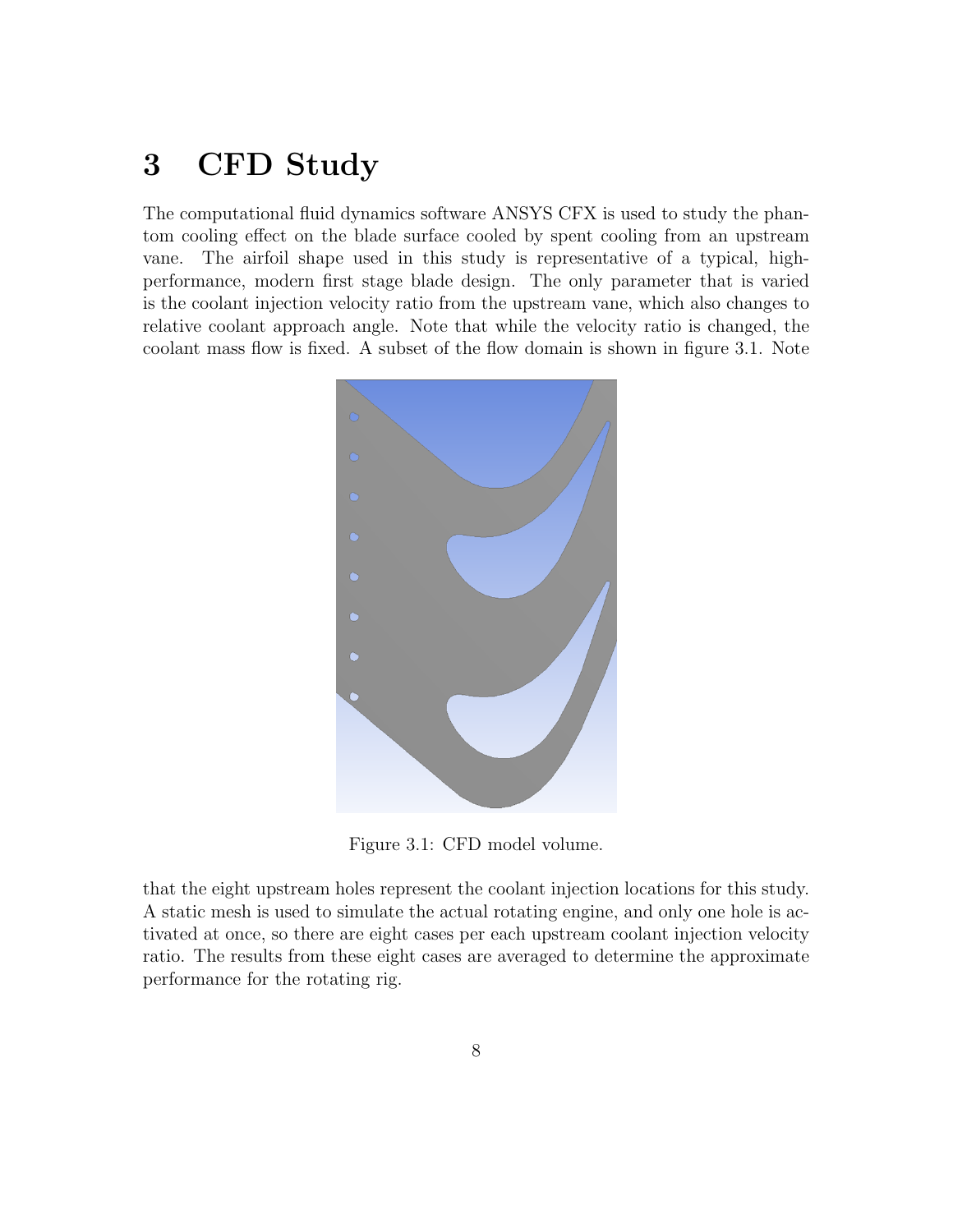# 3 CFD Study

The computational fluid dynamics software ANSYS CFX is used to study the phantom cooling effect on the blade surface cooled by spent cooling from an upstream vane. The airfoil shape used in this study is representative of a typical, high-performance, modern first stage blade design. The only parameter that is varied is the coolant injection velocity ratio from the upstream vane, which also changes to relative coolant approach angle. Note that while the velocity ratio is changed, the coolant mass flow is fixed. A subset of the flow domain is shown in figure 3.1. Note that the eight upstream holes represent the coolant injection locations for this study. A static mesh is used to simulate the actual rotating engine, and only one hole is activated at once, so there are eight cases per each upstream coolant injection velocity ratio. The results from these eight cases are averaged to determine the approximate performance for the rotating rig.

Figure 3.1: CFD model volume.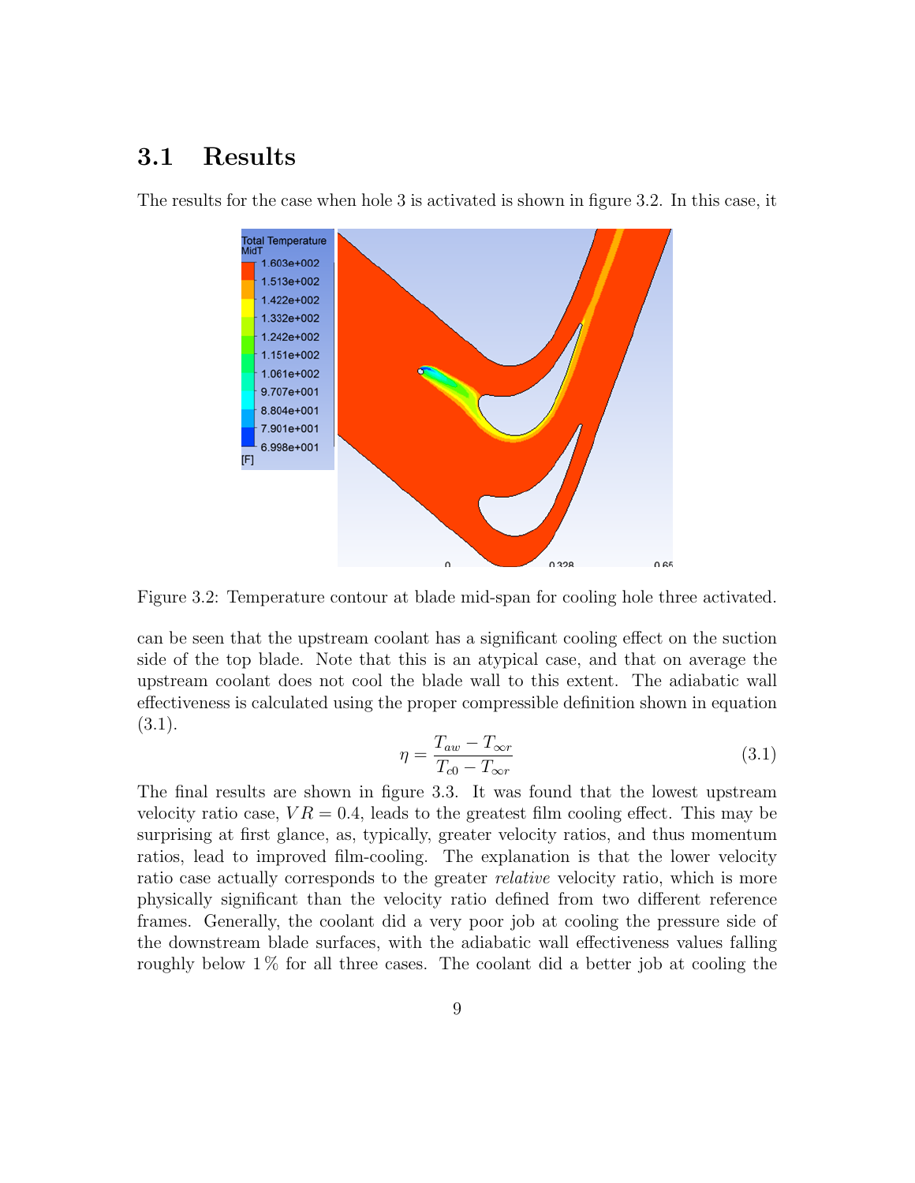## 3.1 Results

The results for the case when hole 3 is activated is shown in figure 3.2. In this case, it

Figure 3.2: Temperature contour at blade mid-span for cooling hole three activated.

can be seen that the upstream coolant has a significant cooling effect on the suction side of the top blade. Note that this is an atypical case, and that on average the upstream coolant does not cool the blade wall to this extent. The adiabatic wall effectiveness is calculated using the proper compressible definition shown in equation (3.1).

$$\eta = \frac{T_{aw} - T_{\infty r}}{T_{c0} - T_{\infty r}} \tag{3.1}$$

The final results are shown in figure 3.3. It was found that the lowest upstream velocity ratio case, $VR = 0.4$, leads to the greatest film cooling effect. This may be surprising at first glance, as, typically, greater velocity ratios, and thus momentum ratios, lead to improved film-cooling. The explanation is that the lower velocity ratio case actually corresponds to the greater *relative* velocity ratio, which is more physically significant than the velocity ratio defined from two different reference frames. Generally, the coolant did a very poor job at cooling the pressure side of the downstream blade surfaces, with the adiabatic wall effectiveness values falling roughly below 1 % for all three cases. The coolant did a better job at cooling the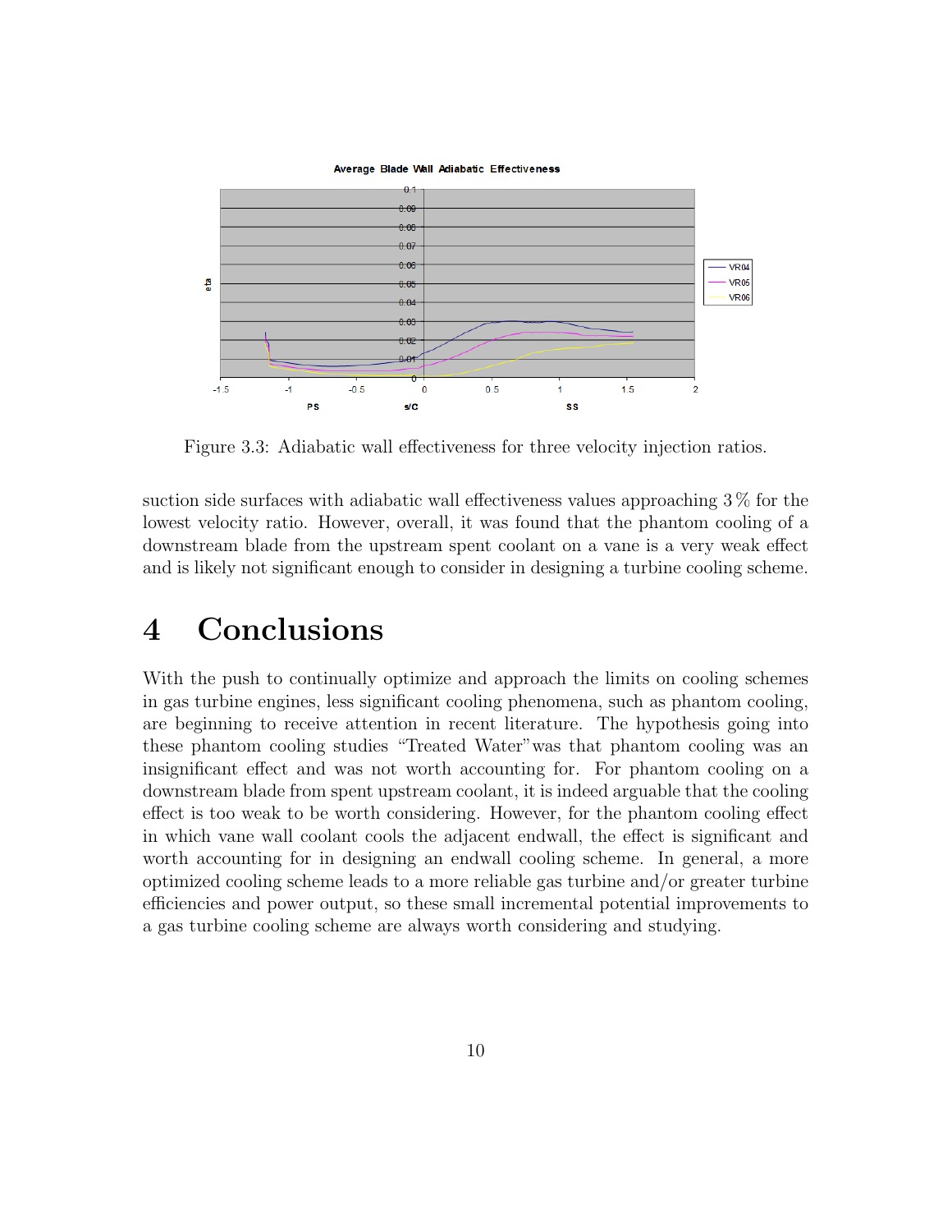Figure 3.3: Adiabatic wall effectiveness for three velocity injection ratios.

suction side surfaces with adiabatic wall effectiveness values approaching 3 % for the lowest velocity ratio. However, overall, it was found that the phantom cooling of a downstream blade from the upstream spent coolant on a vane is a very weak effect and is likely not significant enough to consider in designing a turbine cooling scheme.

# 4 Conclusions

With the push to continually optimize and approach the limits on cooling schemes in gas turbine engines, less significant cooling phenomena, such as phantom cooling, are beginning to receive attention in recent literature. The hypothesis going into these phantom cooling studies "Treated Water"was that phantom cooling was an insignificant effect and was not worth accounting for. For phantom cooling on a downstream blade from spent upstream coolant, it is indeed arguable that the cooling effect is too weak to be worth considering. However, for the phantom cooling effect in which vane wall coolant cools the adjacent endwall, the effect is significant and worth accounting for in designing an endwall cooling scheme. In general, a more optimized cooling scheme leads to a more reliable gas turbine and/or greater turbine efficiencies and power output, so these small incremental potential improvements to a gas turbine cooling scheme are always worth considering and studying.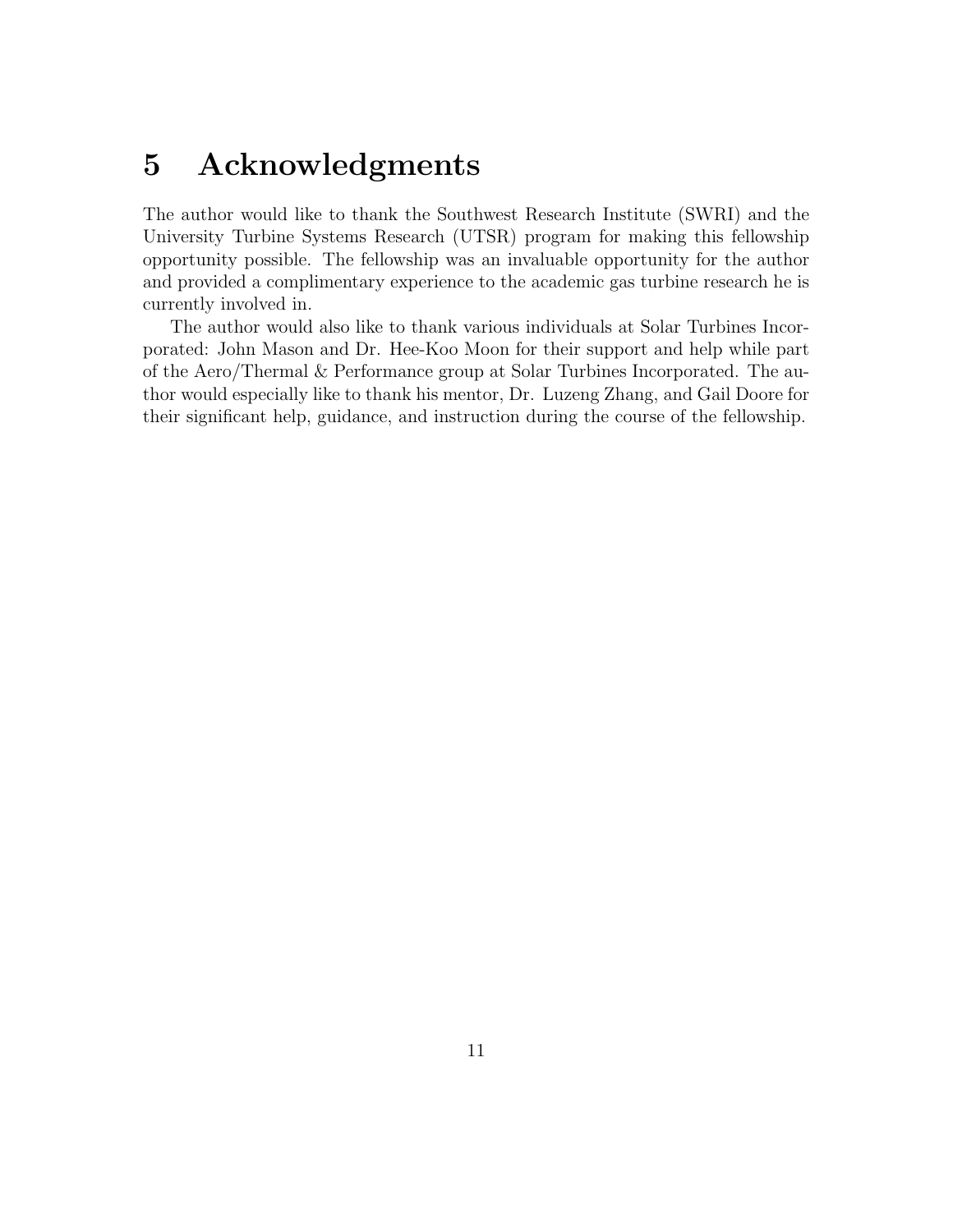# 5 Acknowledgments

The author would like to thank the Southwest Research Institute (SWRI) and the University Turbine Systems Research (UTSR) program for making this fellowship opportunity possible. The fellowship was an invaluable opportunity for the author and provided a complimentary experience to the academic gas turbine research he is currently involved in.

The author would also like to thank various individuals at Solar Turbines Incorporated: John Mason and Dr. Hee-Koo Moon for their support and help while part of the Aero/Thermal & Performance group at Solar Turbines Incorporated. The author would especially like to thank his mentor, Dr. Luzeng Zhang, and Gail Doore for their significant help, guidance, and instruction during the course of the fellowship.